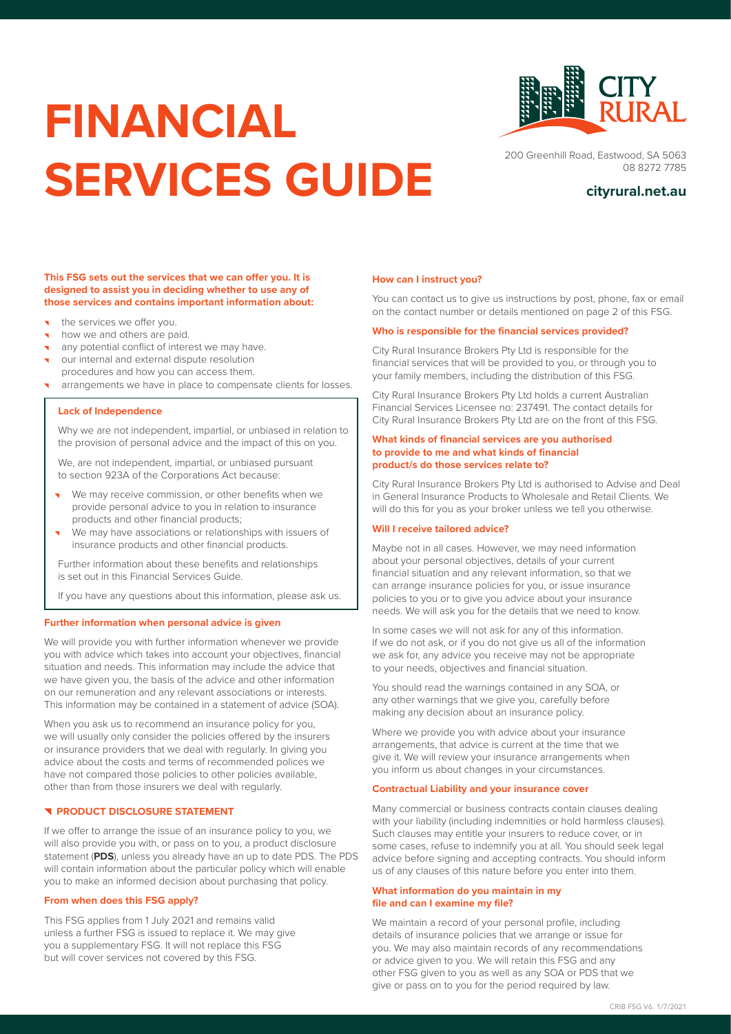# FINANCIAL SERVICES GUIDE

200 Greenhill Road, Eastwood, SA 5063
08 8272 7785

**cityrural.net.au**

**This FSG sets out the services that we can offer you. It is designed to assist you in deciding whether to use any of those services and contains important information about:**

- the services we offer you.
- how we and others are paid.
- any potential conflict of interest we may have.
- our internal and external dispute resolution procedures and how you can access them.
- arrangements we have in place to compensate clients for losses.

### Lack of Independence

Why we are not independent, impartial, or unbiased in relation to the provision of personal advice and the impact of this on you.

We, are not independent, impartial, or unbiased pursuant to section 923A of the Corporations Act because:

- We may receive commission, or other benefits when we provide personal advice to you in relation to insurance products and other financial products;
- We may have associations or relationships with issuers of insurance products and other financial products.

Further information about these benefits and relationships is set out in this Financial Services Guide.

If you have any questions about this information, please ask us.

### Further information when personal advice is given

We will provide you with further information whenever we provide you with advice which takes into account your objectives, financial situation and needs. This information may include the advice that we have given you, the basis of the advice and other information on our remuneration and any relevant associations or interests. This information may be contained in a statement of advice (SOA).

When you ask us to recommend an insurance policy for you, we will usually only consider the policies offered by the insurers or insurance providers that we deal with regularly. In giving you advice about the costs and terms of recommended polices we have not compared those policies to other policies available, other than from those insurers we deal with regularly.

## PRODUCT DISCLOSURE STATEMENT

If we offer to arrange the issue of an insurance policy to you, we will also provide you with, or pass on to you, a product disclosure statement (**PDS**), unless you already have an up to date PDS. The PDS will contain information about the particular policy which will enable you to make an informed decision about purchasing that policy.

### From when does this FSG apply?

This FSG applies from 1 July 2021 and remains valid unless a further FSG is issued to replace it. We may give you a supplementary FSG. It will not replace this FSG but will cover services not covered by this FSG.

### How can I instruct you?

You can contact us to give us instructions by post, phone, fax or email on the contact number or details mentioned on page 2 of this FSG.

### Who is responsible for the financial services provided?

City Rural Insurance Brokers Pty Ltd is responsible for the financial services that will be provided to you, or through you to your family members, including the distribution of this FSG.

City Rural Insurance Brokers Pty Ltd holds a current Australian Financial Services Licensee no: 237491. The contact details for City Rural Insurance Brokers Pty Ltd are on the front of this FSG.

### What kinds of financial services are you authorised to provide to me and what kinds of financial product/s do those services relate to?

City Rural Insurance Brokers Pty Ltd is authorised to Advise and Deal in General Insurance Products to Wholesale and Retail Clients. We will do this for you as your broker unless we tell you otherwise.

### Will I receive tailored advice?

Maybe not in all cases. However, we may need information about your personal objectives, details of your current financial situation and any relevant information, so that we can arrange insurance policies for you, or issue insurance policies to you or to give you advice about your insurance needs. We will ask you for the details that we need to know.

In some cases we will not ask for any of this information. If we do not ask, or if you do not give us all of the information we ask for, any advice you receive may not be appropriate to your needs, objectives and financial situation.

You should read the warnings contained in any SOA, or any other warnings that we give you, carefully before making any decision about an insurance policy.

Where we provide you with advice about your insurance arrangements, that advice is current at the time that we give it. We will review your insurance arrangements when you inform us about changes in your circumstances.

### Contractual Liability and your insurance cover

Many commercial or business contracts contain clauses dealing with your liability (including indemnities or hold harmless clauses). Such clauses may entitle your insurers to reduce cover, or in some cases, refuse to indemnify you at all. You should seek legal advice before signing and accepting contracts. You should inform us of any clauses of this nature before you enter into them.

### What information do you maintain in my file and can I examine my file?

We maintain a record of your personal profile, including details of insurance policies that we arrange or issue for you. We may also maintain records of any recommendations or advice given to you. We will retain this FSG and any other FSG given to you as well as any SOA or PDS that we give or pass on to you for the period required by law.

CRIB FSG V6. 1/7/2021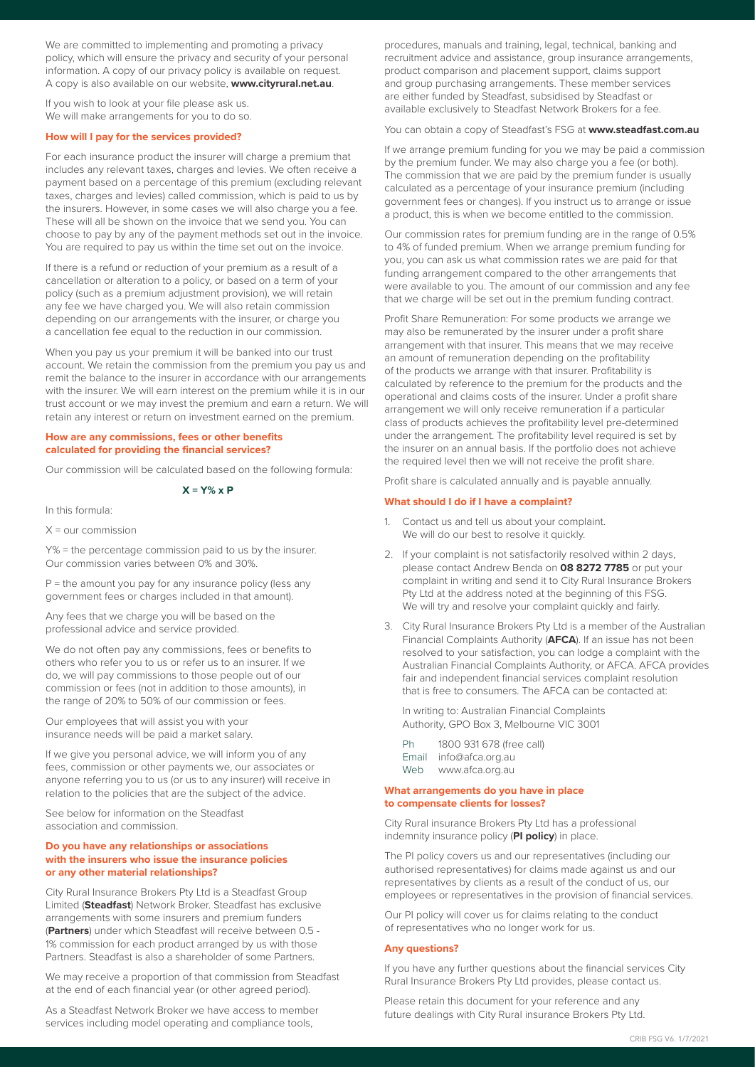We are committed to implementing and promoting a privacy policy, which will ensure the privacy and security of your personal information. A copy of our privacy policy is available on request. A copy is also available on our website, **www.cityrural.net.au**.

If you wish to look at your file please ask us. We will make arrangements for you to do so.

### How will I pay for the services provided?

For each insurance product the insurer will charge a premium that includes any relevant taxes, charges and levies. We often receive a payment based on a percentage of this premium (excluding relevant taxes, charges and levies) called commission, which is paid to us by the insurers. However, in some cases we will also charge you a fee. These will all be shown on the invoice that we send you. You can choose to pay by any of the payment methods set out in the invoice. You are required to pay us within the time set out on the invoice.

If there is a refund or reduction of your premium as a result of a cancellation or alteration to a policy, or based on a term of your policy (such as a premium adjustment provision), we will retain any fee we have charged you. We will also retain commission depending on our arrangements with the insurer, or charge you a cancellation fee equal to the reduction in our commission.

When you pay us your premium it will be banked into our trust account. We retain the commission from the premium you pay us and remit the balance to the insurer in accordance with our arrangements with the insurer. We will earn interest on the premium while it is in our trust account or we may invest the premium and earn a return. We will retain any interest or return on investment earned on the premium.

### How are any commissions, fees or other benefits calculated for providing the financial services?

Our commission will be calculated based on the following formula:

$$X = Y\% \times P$$

In this formula:

X = our commission

Y% = the percentage commission paid to us by the insurer. Our commission varies between 0% and 30%.

P = the amount you pay for any insurance policy (less any government fees or charges included in that amount).

Any fees that we charge you will be based on the professional advice and service provided.

We do not often pay any commissions, fees or benefits to others who refer you to us or refer us to an insurer. If we do, we will pay commissions to those people out of our commission or fees (not in addition to those amounts), in the range of 20% to 50% of our commission or fees.

Our employees that will assist you with your insurance needs will be paid a market salary.

If we give you personal advice, we will inform you of any fees, commission or other payments we, our associates or anyone referring you to us (or us to any insurer) will receive in relation to the policies that are the subject of the advice.

See below for information on the Steadfast association and commission.

### Do you have any relationships or associations with the insurers who issue the insurance policies or any other material relationships?

City Rural Insurance Brokers Pty Ltd is a Steadfast Group Limited (**Steadfast**) Network Broker. Steadfast has exclusive arrangements with some insurers and premium funders (**Partners**) under which Steadfast will receive between 0.5 - 1% commission for each product arranged by us with those Partners. Steadfast is also a shareholder of some Partners.

We may receive a proportion of that commission from Steadfast at the end of each financial year (or other agreed period).

As a Steadfast Network Broker we have access to member services including model operating and compliance tools, procedures, manuals and training, legal, technical, banking and recruitment advice and assistance, group insurance arrangements, product comparison and placement support, claims support and group purchasing arrangements. These member services are either funded by Steadfast, subsidised by Steadfast or available exclusively to Steadfast Network Brokers for a fee.

You can obtain a copy of Steadfast's FSG at **www.steadfast.com.au**

If we arrange premium funding for you we may be paid a commission by the premium funder. We may also charge you a fee (or both). The commission that we are paid by the premium funder is usually calculated as a percentage of your insurance premium (including government fees or changes). If you instruct us to arrange or issue a product, this is when we become entitled to the commission.

Our commission rates for premium funding are in the range of 0.5% to 4% of funded premium. When we arrange premium funding for you, you can ask us what commission rates we are paid for that funding arrangement compared to the other arrangements that were available to you. The amount of our commission and any fee that we charge will be set out in the premium funding contract.

Profit Share Remuneration: For some products we arrange we may also be remunerated by the insurer under a profit share arrangement with that insurer. This means that we may receive an amount of remuneration depending on the profitability of the products we arrange with that insurer. Profitability is calculated by reference to the premium for the products and the operational and claims costs of the insurer. Under a profit share arrangement we will only receive remuneration if a particular class of products achieves the profitability level pre-determined under the arrangement. The profitability level required is set by the insurer on an annual basis. If the portfolio does not achieve the required level then we will not receive the profit share.

Profit share is calculated annually and is payable annually.

### What should I do if I have a complaint?

1. Contact us and tell us about your complaint. We will do our best to resolve it quickly.
2. If your complaint is not satisfactorily resolved within 2 days, please contact Andrew Benda on **08 8272 7785** or put your complaint in writing and send it to City Rural Insurance Brokers Pty Ltd at the address noted at the beginning of this FSG. We will try and resolve your complaint quickly and fairly.
3. City Rural Insurance Brokers Pty Ltd is a member of the Australian Financial Complaints Authority (**AFCA**). If an issue has not been resolved to your satisfaction, you can lodge a complaint with the Australian Financial Complaints Authority, or AFCA. AFCA provides fair and independent financial services complaint resolution that is free to consumers. The AFCA can be contacted at:

   In writing to: Australian Financial Complaints Authority, GPO Box 3, Melbourne VIC 3001

   Ph 1800 931 678 (free call)
   Email info@afca.org.au
   Web www.afca.org.au

### What arrangements do you have in place to compensate clients for losses?

City Rural insurance Brokers Pty Ltd has a professional indemnity insurance policy (**PI policy**) in place.

The PI policy covers us and our representatives (including our authorised representatives) for claims made against us and our representatives by clients as a result of the conduct of us, our employees or representatives in the provision of financial services.

Our PI policy will cover us for claims relating to the conduct of representatives who no longer work for us.

### Any questions?

If you have any further questions about the financial services City Rural Insurance Brokers Pty Ltd provides, please contact us.

Please retain this document for your reference and any future dealings with City Rural insurance Brokers Pty Ltd.

CRIB FSG V6. 1/7/2021